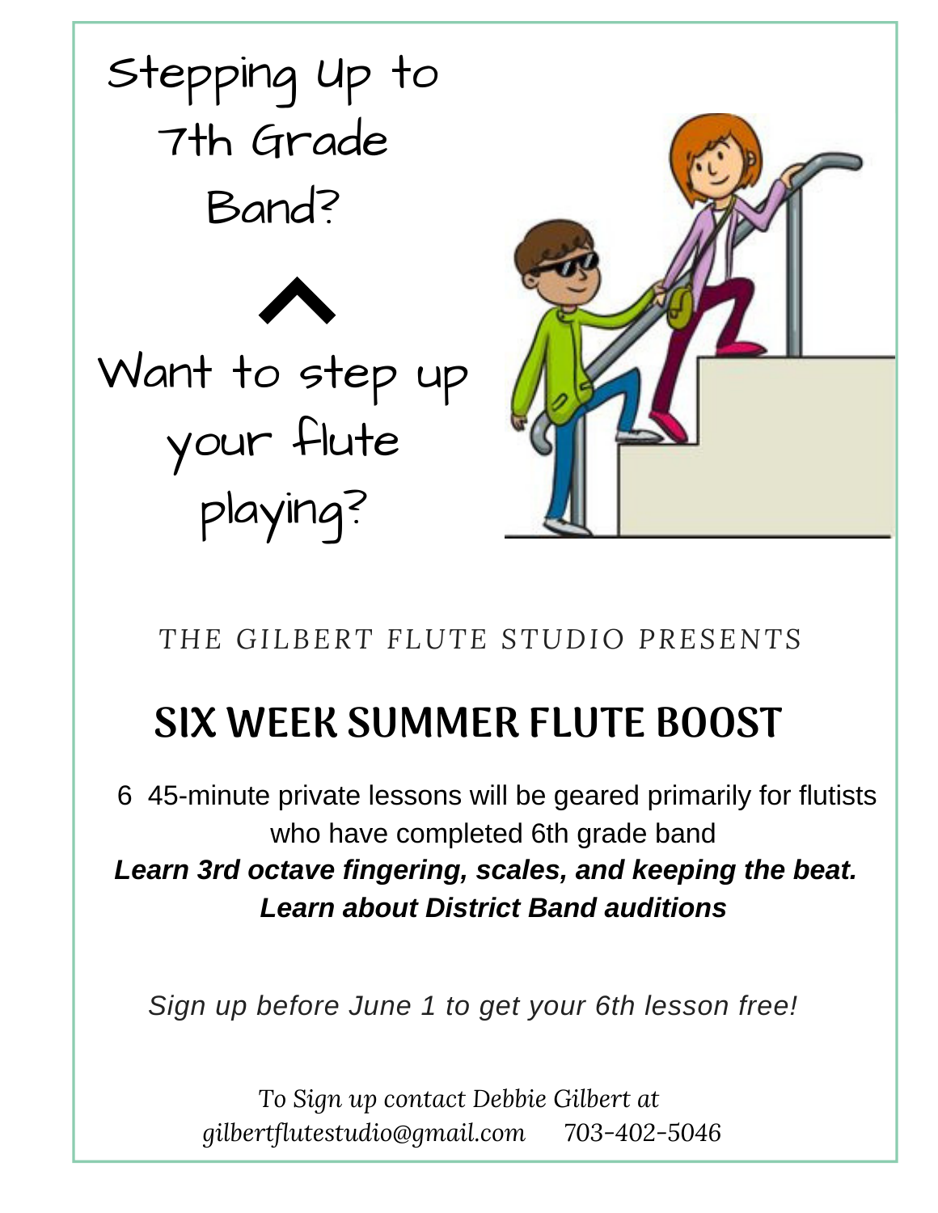# Stepping Up to 7th Grade Band?

^

## Want to step up your flute playing?

*THE GILBERT FLUTE STUDIO PRESENTS*

## SIX WEEK SUMMER FLUTE BOOST

6 45-minute private lessons will be geared primarily for flutists who have completed 6th grade band

***Learn 3rd octave fingering, scales, and keeping the beat.***
***Learn about District Band auditions***

*Sign up before June 1 to get your 6th lesson free!*

*To Sign up contact Debbie Gilbert at*
*gilbertflutestudio@gmail.com* 703-402-5046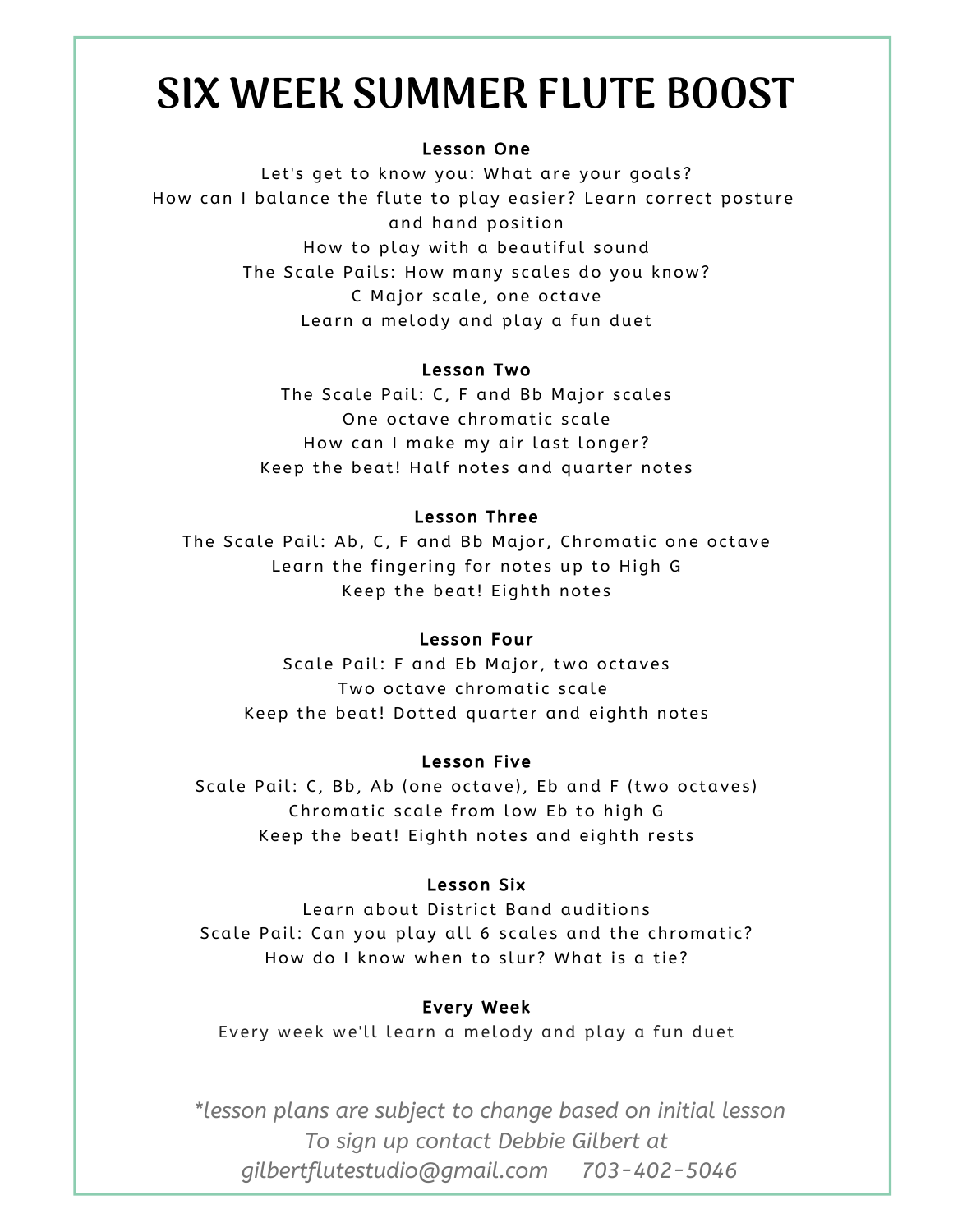# SIX WEEK SUMMER FLUTE BOOST

**Lesson One**

Let's get to know you: What are your goals?
How can I balance the flute to play easier? Learn correct posture and hand position
How to play with a beautiful sound
The Scale Pails: How many scales do you know?
C Major scale, one octave
Learn a melody and play a fun duet

**Lesson Two**

The Scale Pail: C, F and Bb Major scales
One octave chromatic scale
How can I make my air last longer?
Keep the beat! Half notes and quarter notes

**Lesson Three**

The Scale Pail: Ab, C, F and Bb Major, Chromatic one octave
Learn the fingering for notes up to High G
Keep the beat! Eighth notes

**Lesson Four**

Scale Pail: F and Eb Major, two octaves
Two octave chromatic scale
Keep the beat! Dotted quarter and eighth notes

**Lesson Five**

Scale Pail: C, Bb, Ab (one octave), Eb and F (two octaves)
Chromatic scale from low Eb to high G
Keep the beat! Eighth notes and eighth rests

**Lesson Six**

Learn about District Band auditions
Scale Pail: Can you play all 6 scales and the chromatic?
How do I know when to slur? What is a tie?

**Every Week**

Every week we'll learn a melody and play a fun duet

*\*lesson plans are subject to change based on initial lesson*
*To sign up contact Debbie Gilbert at*
*gilbertflutestudio@gmail.com 703-402-5046*